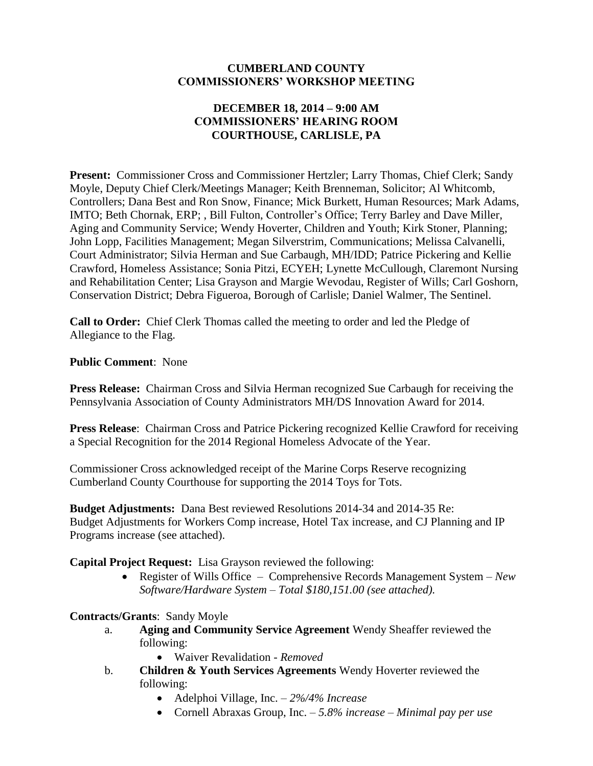# CUMBERLAND COUNTY
## COMMISSIONERS' WORKSHOP MEETING

### DECEMBER 18, 2014 – 9:00 AM
### COMMISSIONERS' HEARING ROOM
### COURTHOUSE, CARLISLE, PA

**Present:** Commissioner Cross and Commissioner Hertzler; Larry Thomas, Chief Clerk; Sandy Moyle, Deputy Chief Clerk/Meetings Manager; Keith Brenneman, Solicitor; Al Whitcomb, Controllers; Dana Best and Ron Snow, Finance; Mick Burkett, Human Resources; Mark Adams, IMTO; Beth Chornak, ERP; , Bill Fulton, Controller's Office; Terry Barley and Dave Miller, Aging and Community Service; Wendy Hoverter, Children and Youth; Kirk Stoner, Planning; John Lopp, Facilities Management; Megan Silverstrim, Communications; Melissa Calvanelli, Court Administrator; Silvia Herman and Sue Carbaugh, MH/IDD; Patrice Pickering and Kellie Crawford, Homeless Assistance; Sonia Pitzi, ECYEH; Lynette McCullough, Claremont Nursing and Rehabilitation Center; Lisa Grayson and Margie Wevodau, Register of Wills; Carl Goshorn, Conservation District; Debra Figueroa, Borough of Carlisle; Daniel Walmer, The Sentinel.

**Call to Order:** Chief Clerk Thomas called the meeting to order and led the Pledge of Allegiance to the Flag.

**Public Comment**: None

**Press Release:** Chairman Cross and Silvia Herman recognized Sue Carbaugh for receiving the Pennsylvania Association of County Administrators MH/DS Innovation Award for 2014.

**Press Release**: Chairman Cross and Patrice Pickering recognized Kellie Crawford for receiving a Special Recognition for the 2014 Regional Homeless Advocate of the Year.

Commissioner Cross acknowledged receipt of the Marine Corps Reserve recognizing Cumberland County Courthouse for supporting the 2014 Toys for Tots.

**Budget Adjustments:** Dana Best reviewed Resolutions 2014-34 and 2014-35 Re: Budget Adjustments for Workers Comp increase, Hotel Tax increase, and CJ Planning and IP Programs increase (see attached).

**Capital Project Request:** Lisa Grayson reviewed the following:

- Register of Wills Office – Comprehensive Records Management System – *New Software/Hardware System – Total $180,151.00 (see attached).*

**Contracts/Grants**: Sandy Moyle

a. **Aging and Community Service Agreement** Wendy Sheaffer reviewed the following:
   - Waiver Revalidation - *Removed*

b. **Children & Youth Services Agreements** Wendy Hoverter reviewed the following:
   - Adelphoi Village, Inc. – *2%/4% Increase*
   - Cornell Abraxas Group, Inc. – *5.8% increase – Minimal pay per use*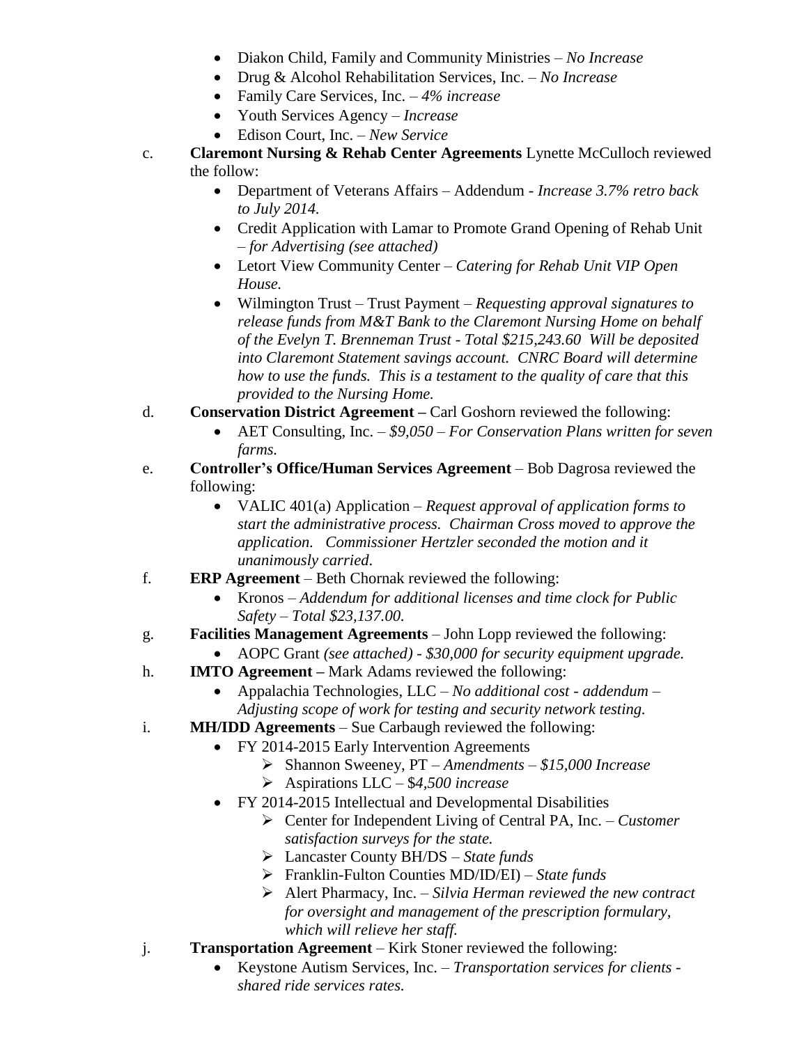- Diakon Child, Family and Community Ministries – *No Increase*
- Drug & Alcohol Rehabilitation Services, Inc. – *No Increase*
- Family Care Services, Inc. – *4% increase*
- Youth Services Agency – *Increase*
- Edison Court, Inc. – *New Service*

c. **Claremont Nursing & Rehab Center Agreements** Lynette McCulloch reviewed the follow:

- Department of Veterans Affairs – Addendum - *Increase 3.7% retro back to July 2014.*
- Credit Application with Lamar to Promote Grand Opening of Rehab Unit – *for Advertising (see attached)*
- Letort View Community Center – *Catering for Rehab Unit VIP Open House.*
- Wilmington Trust – Trust Payment – *Requesting approval signatures to release funds from M&T Bank to the Claremont Nursing Home on behalf of the Evelyn T. Brenneman Trust - Total $215,243.60 Will be deposited into Claremont Statement savings account. CNRC Board will determine how to use the funds. This is a testament to the quality of care that this provided to the Nursing Home.*

d. **Conservation District Agreement –** Carl Goshorn reviewed the following:

- AET Consulting, Inc. – *$9,050 – For Conservation Plans written for seven farms.*

e. **Controller's Office/Human Services Agreement** – Bob Dagrosa reviewed the following:

- VALIC 401(a) Application – *Request approval of application forms to start the administrative process. Chairman Cross moved to approve the application. Commissioner Hertzler seconded the motion and it unanimously carried.*

f. **ERP Agreement** – Beth Chornak reviewed the following:

- Kronos – *Addendum for additional licenses and time clock for Public Safety – Total $23,137.00.*

g. **Facilities Management Agreements** – John Lopp reviewed the following:

- AOPC Grant *(see attached) - $30,000 for security equipment upgrade.*

h. **IMTO Agreement –** Mark Adams reviewed the following:

- Appalachia Technologies, LLC – *No additional cost - addendum – Adjusting scope of work for testing and security network testing.*

i. **MH/IDD Agreements** – Sue Carbaugh reviewed the following:

- FY 2014-2015 Early Intervention Agreements
  - Shannon Sweeney, PT – *Amendments – $15,000 Increase*
  - Aspirations LLC – $*4,500 increase*
- FY 2014-2015 Intellectual and Developmental Disabilities
  - Center for Independent Living of Central PA, Inc. – *Customer satisfaction surveys for the state.*
  - Lancaster County BH/DS – *State funds*
  - Franklin-Fulton Counties MD/ID/EI) – *State funds*
  - Alert Pharmacy, Inc. – *Silvia Herman reviewed the new contract for oversight and management of the prescription formulary, which will relieve her staff.*

j. **Transportation Agreement** – Kirk Stoner reviewed the following:

- Keystone Autism Services, Inc. – *Transportation services for clients - shared ride services rates.*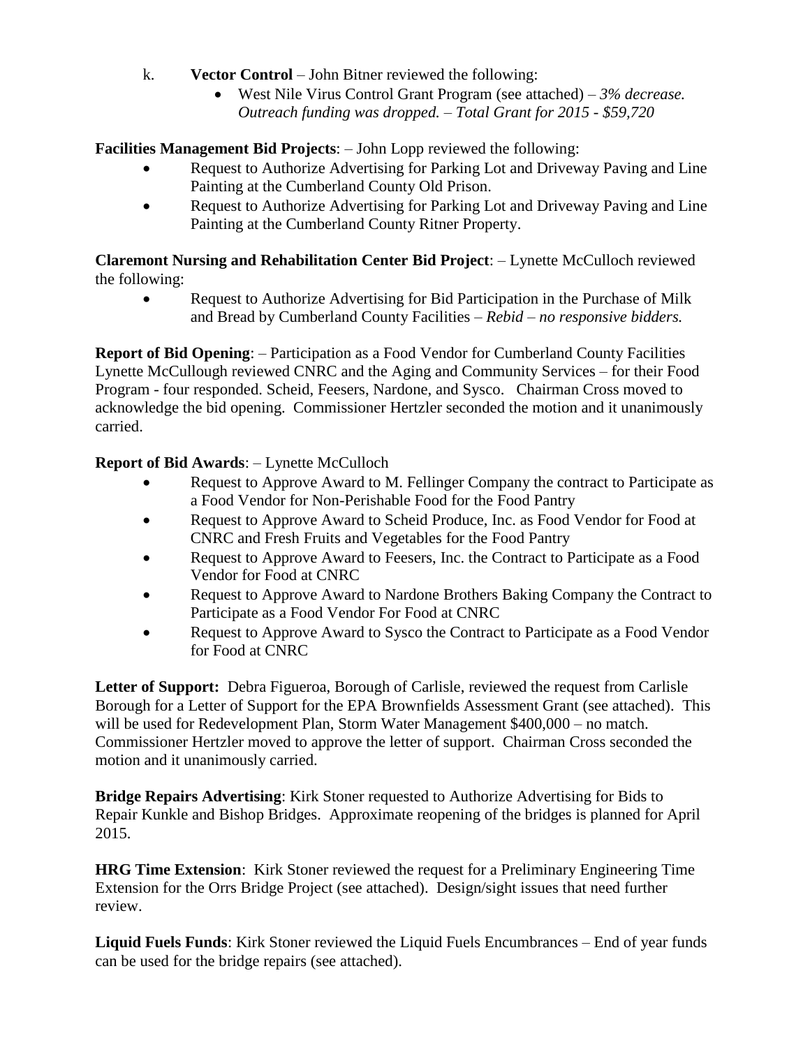k. **Vector Control** – John Bitner reviewed the following:

- West Nile Virus Control Grant Program (see attached) – *3% decrease. Outreach funding was dropped. – Total Grant for 2015 - $59,720*

**Facilities Management Bid Projects**: – John Lopp reviewed the following:

- Request to Authorize Advertising for Parking Lot and Driveway Paving and Line Painting at the Cumberland County Old Prison.
- Request to Authorize Advertising for Parking Lot and Driveway Paving and Line Painting at the Cumberland County Ritner Property.

**Claremont Nursing and Rehabilitation Center Bid Project**: – Lynette McCulloch reviewed the following:

- Request to Authorize Advertising for Bid Participation in the Purchase of Milk and Bread by Cumberland County Facilities – *Rebid – no responsive bidders.*

**Report of Bid Opening**: – Participation as a Food Vendor for Cumberland County Facilities Lynette McCullough reviewed CNRC and the Aging and Community Services – for their Food Program - four responded. Scheid, Feesers, Nardone, and Sysco. Chairman Cross moved to acknowledge the bid opening. Commissioner Hertzler seconded the motion and it unanimously carried.

**Report of Bid Awards**: – Lynette McCulloch

- Request to Approve Award to M. Fellinger Company the contract to Participate as a Food Vendor for Non-Perishable Food for the Food Pantry
- Request to Approve Award to Scheid Produce, Inc. as Food Vendor for Food at CNRC and Fresh Fruits and Vegetables for the Food Pantry
- Request to Approve Award to Feesers, Inc. the Contract to Participate as a Food Vendor for Food at CNRC
- Request to Approve Award to Nardone Brothers Baking Company the Contract to Participate as a Food Vendor For Food at CNRC
- Request to Approve Award to Sysco the Contract to Participate as a Food Vendor for Food at CNRC

**Letter of Support:** Debra Figueroa, Borough of Carlisle, reviewed the request from Carlisle Borough for a Letter of Support for the EPA Brownfields Assessment Grant (see attached). This will be used for Redevelopment Plan, Storm Water Management $400,000 – no match. Commissioner Hertzler moved to approve the letter of support. Chairman Cross seconded the motion and it unanimously carried.

**Bridge Repairs Advertising**: Kirk Stoner requested to Authorize Advertising for Bids to Repair Kunkle and Bishop Bridges. Approximate reopening of the bridges is planned for April 2015.

**HRG Time Extension**: Kirk Stoner reviewed the request for a Preliminary Engineering Time Extension for the Orrs Bridge Project (see attached). Design/sight issues that need further review.

**Liquid Fuels Funds**: Kirk Stoner reviewed the Liquid Fuels Encumbrances – End of year funds can be used for the bridge repairs (see attached).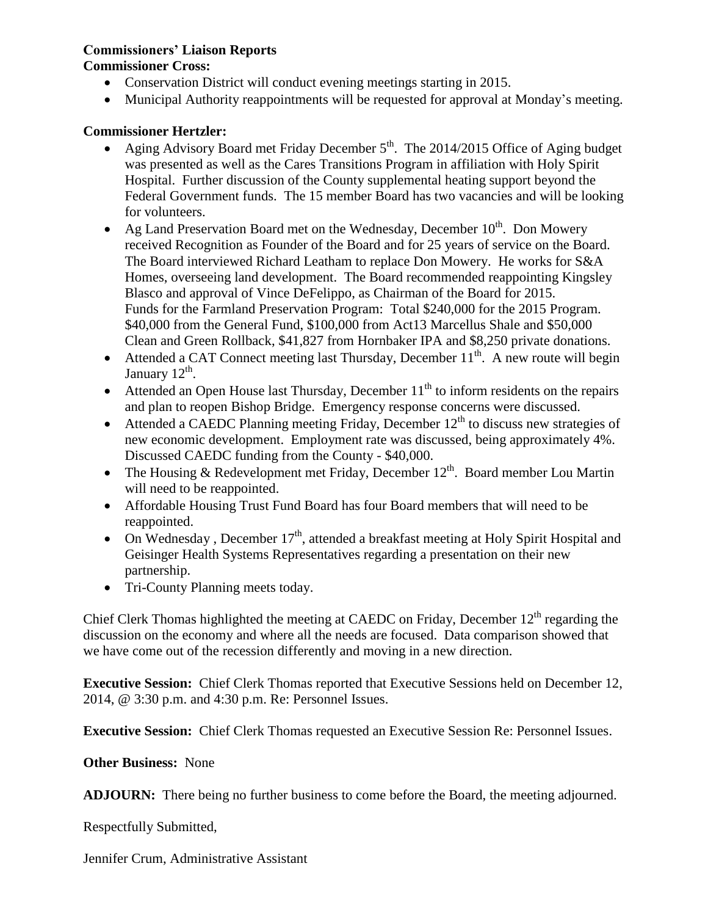**Commissioners' Liaison Reports**

**Commissioner Cross:**

- Conservation District will conduct evening meetings starting in 2015.
- Municipal Authority reappointments will be requested for approval at Monday's meeting.

**Commissioner Hertzler:**

- Aging Advisory Board met Friday December 5th. The 2014/2015 Office of Aging budget was presented as well as the Cares Transitions Program in affiliation with Holy Spirit Hospital. Further discussion of the County supplemental heating support beyond the Federal Government funds. The 15 member Board has two vacancies and will be looking for volunteers.
- Ag Land Preservation Board met on the Wednesday, December 10th. Don Mowery received Recognition as Founder of the Board and for 25 years of service on the Board. The Board interviewed Richard Leatham to replace Don Mowery. He works for S&A Homes, overseeing land development. The Board recommended reappointing Kingsley Blasco and approval of Vince DeFelippo, as Chairman of the Board for 2015.
  Funds for the Farmland Preservation Program: Total $240,000 for the 2015 Program. $40,000 from the General Fund, $100,000 from Act13 Marcellus Shale and $50,000 Clean and Green Rollback, $41,827 from Hornbaker IPA and $8,250 private donations.
- Attended a CAT Connect meeting last Thursday, December 11th. A new route will begin January 12th.
- Attended an Open House last Thursday, December 11th to inform residents on the repairs and plan to reopen Bishop Bridge. Emergency response concerns were discussed.
- Attended a CAEDC Planning meeting Friday, December 12th to discuss new strategies of new economic development. Employment rate was discussed, being approximately 4%. Discussed CAEDC funding from the County - $40,000.
- The Housing & Redevelopment met Friday, December 12th. Board member Lou Martin will need to be reappointed.
- Affordable Housing Trust Fund Board has four Board members that will need to be reappointed.
- On Wednesday , December 17th, attended a breakfast meeting at Holy Spirit Hospital and Geisinger Health Systems Representatives regarding a presentation on their new partnership.
- Tri-County Planning meets today.

Chief Clerk Thomas highlighted the meeting at CAEDC on Friday, December 12th regarding the discussion on the economy and where all the needs are focused. Data comparison showed that we have come out of the recession differently and moving in a new direction.

**Executive Session:** Chief Clerk Thomas reported that Executive Sessions held on December 12, 2014, @ 3:30 p.m. and 4:30 p.m. Re: Personnel Issues.

**Executive Session:** Chief Clerk Thomas requested an Executive Session Re: Personnel Issues.

**Other Business:** None

**ADJOURN:** There being no further business to come before the Board, the meeting adjourned.

Respectfully Submitted,

Jennifer Crum, Administrative Assistant